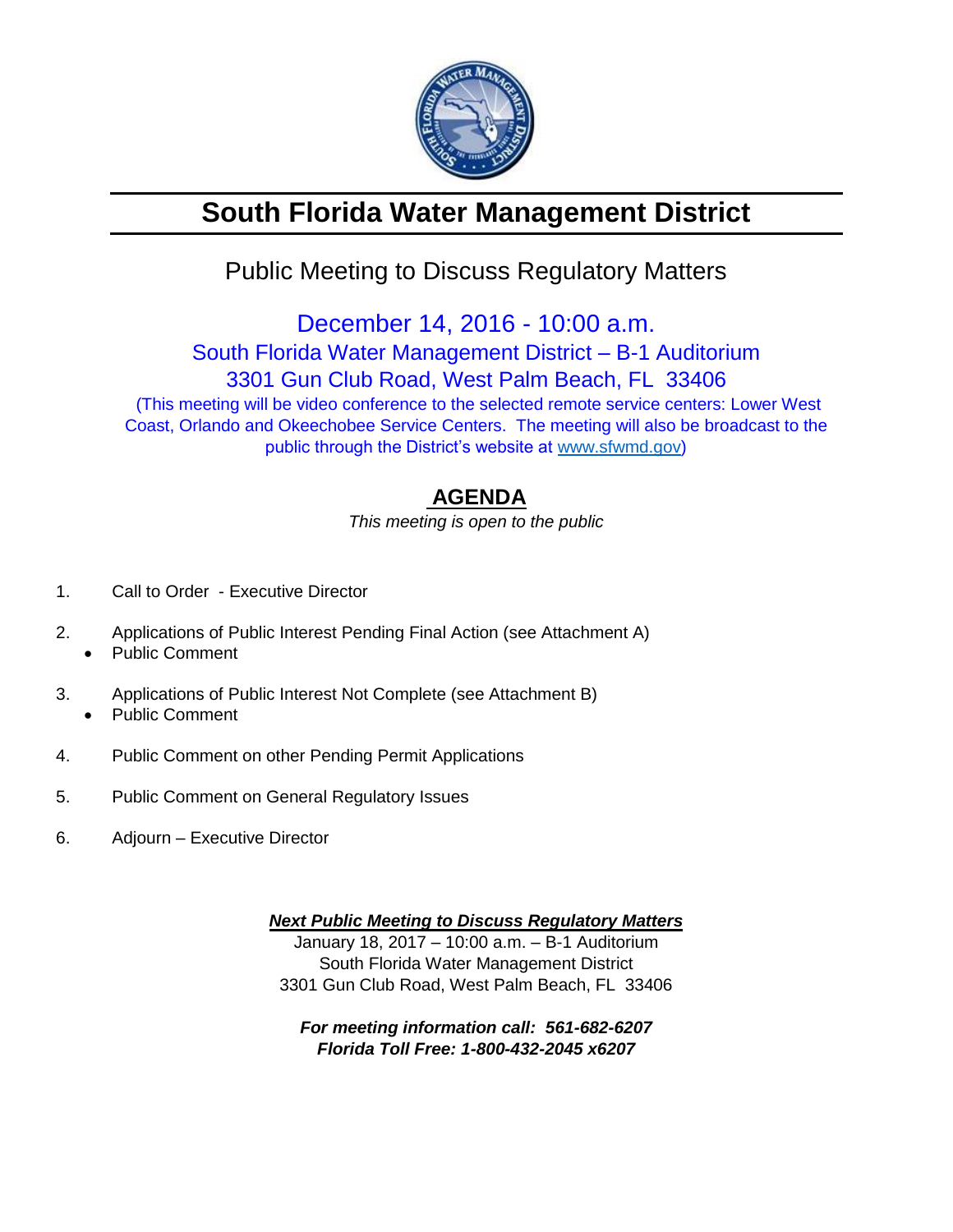# South Florida Water Management District

## Public Meeting to Discuss Regulatory Matters

December 14, 2016 - 10:00 a.m.
South Florida Water Management District – B-1 Auditorium
3301 Gun Club Road, West Palm Beach, FL 33406

(This meeting will be video conference to the selected remote service centers: Lower West Coast, Orlando and Okeechobee Service Centers. The meeting will also be broadcast to the public through the District's website at www.sfwmd.gov)

## AGENDA

*This meeting is open to the public*

1. Call to Order - Executive Director
2. Applications of Public Interest Pending Final Action (see Attachment A)
   - Public Comment
3. Applications of Public Interest Not Complete (see Attachment B)
   - Public Comment
4. Public Comment on other Pending Permit Applications
5. Public Comment on General Regulatory Issues
6. Adjourn – Executive Director

***Next Public Meeting to Discuss Regulatory Matters***

January 18, 2017 – 10:00 a.m. – B-1 Auditorium
South Florida Water Management District
3301 Gun Club Road, West Palm Beach, FL 33406

***For meeting information call: 561-682-6207***
***Florida Toll Free: 1-800-432-2045 x6207***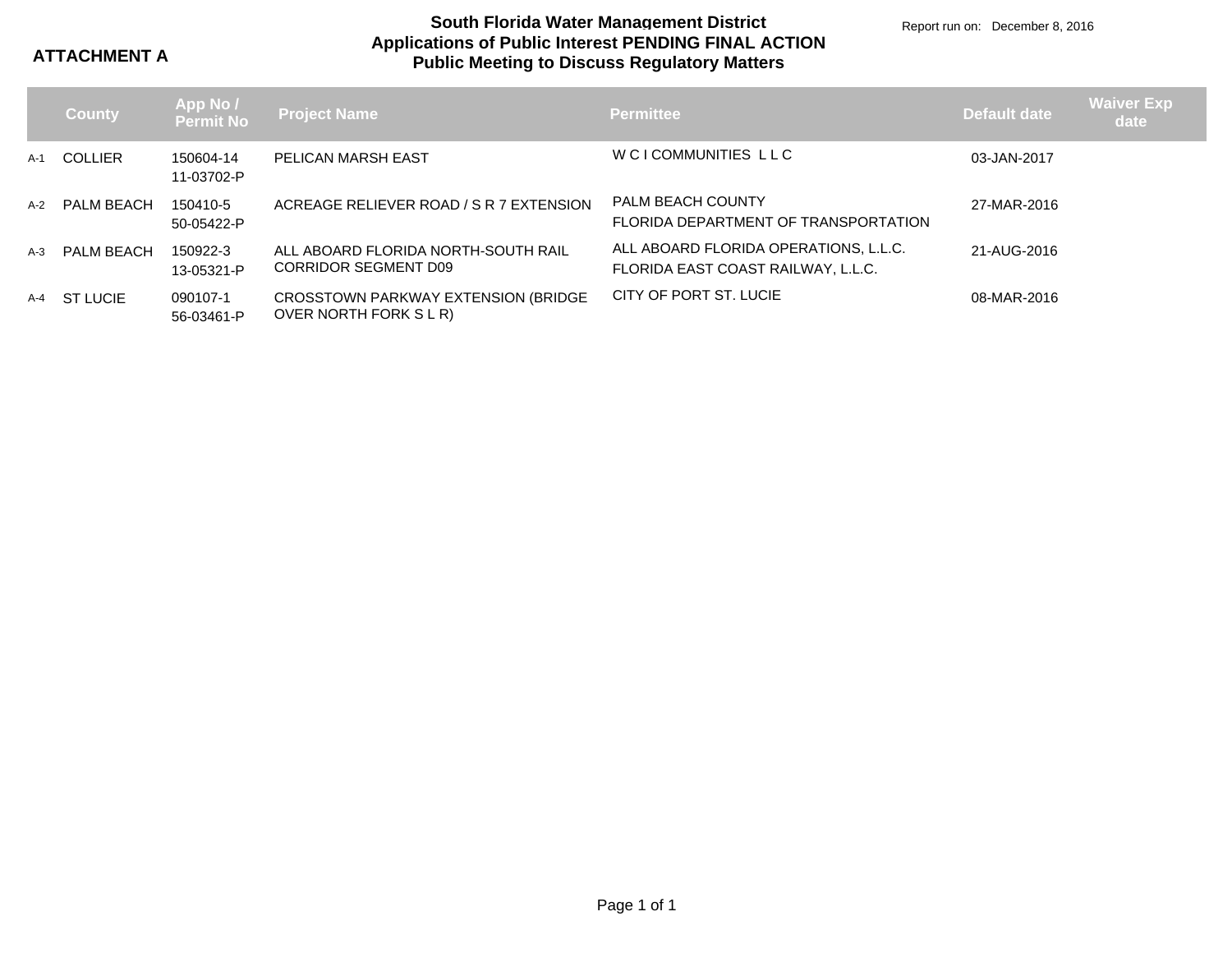**ATTACHMENT A**

# South Florida Water Management District
## Applications of Public Interest PENDING FINAL ACTION
## Public Meeting to Discuss Regulatory Matters

Report run on: December 8, 2016

| | County | App No / Permit No | Project Name | Permittee | Default date | Waiver Exp date |
|---|---|---|---|---|---|---|
| A-1 | COLLIER | 150604-14<br>11-03702-P | PELICAN MARSH EAST | W C I COMMUNITIES L L C | 03-JAN-2017 | |
| A-2 | PALM BEACH | 150410-5<br>50-05422-P | ACREAGE RELIEVER ROAD / S R 7 EXTENSION | PALM BEACH COUNTY<br>FLORIDA DEPARTMENT OF TRANSPORTATION | 27-MAR-2016 | |
| A-3 | PALM BEACH | 150922-3<br>13-05321-P | ALL ABOARD FLORIDA NORTH-SOUTH RAIL CORRIDOR SEGMENT D09 | ALL ABOARD FLORIDA OPERATIONS, L.L.C.<br>FLORIDA EAST COAST RAILWAY, L.L.C. | 21-AUG-2016 | |
| A-4 | ST LUCIE | 090107-1<br>56-03461-P | CROSSTOWN PARKWAY EXTENSION (BRIDGE OVER NORTH FORK S L R) | CITY OF PORT ST. LUCIE | 08-MAR-2016 | |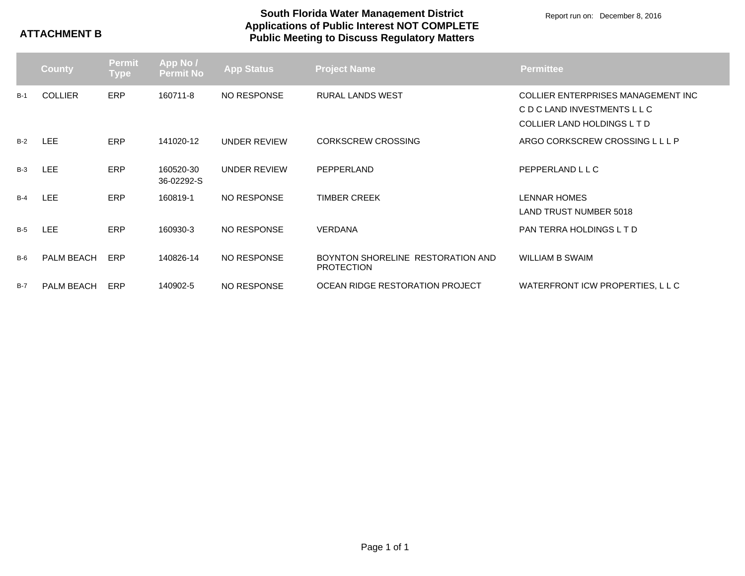**ATTACHMENT B**

# South Florida Water Management District
## Applications of Public Interest NOT COMPLETE
## Public Meeting to Discuss Regulatory Matters

Report run on: December 8, 2016

| | County | Permit Type | App No / Permit No | App Status | Project Name | Permittee |
|---|---|---|---|---|---|---|
| B-1 | COLLIER | ERP | 160711-8 | NO RESPONSE | RURAL LANDS WEST | COLLIER ENTERPRISES MANAGEMENT INC<br>C D C LAND INVESTMENTS L L C<br>COLLIER LAND HOLDINGS L T D |
| B-2 | LEE | ERP | 141020-12 | UNDER REVIEW | CORKSCREW CROSSING | ARGO CORKSCREW CROSSING L L L P |
| B-3 | LEE | ERP | 160520-30<br>36-02292-S | UNDER REVIEW | PEPPERLAND | PEPPERLAND L L C |
| B-4 | LEE | ERP | 160819-1 | NO RESPONSE | TIMBER CREEK | LENNAR HOMES<br>LAND TRUST NUMBER 5018 |
| B-5 | LEE | ERP | 160930-3 | NO RESPONSE | VERDANA | PAN TERRA HOLDINGS L T D |
| B-6 | PALM BEACH | ERP | 140826-14 | NO RESPONSE | BOYNTON SHORELINE RESTORATION AND PROTECTION | WILLIAM B SWAIM |
| B-7 | PALM BEACH | ERP | 140902-5 | NO RESPONSE | OCEAN RIDGE RESTORATION PROJECT | WATERFRONT ICW PROPERTIES, L L C |